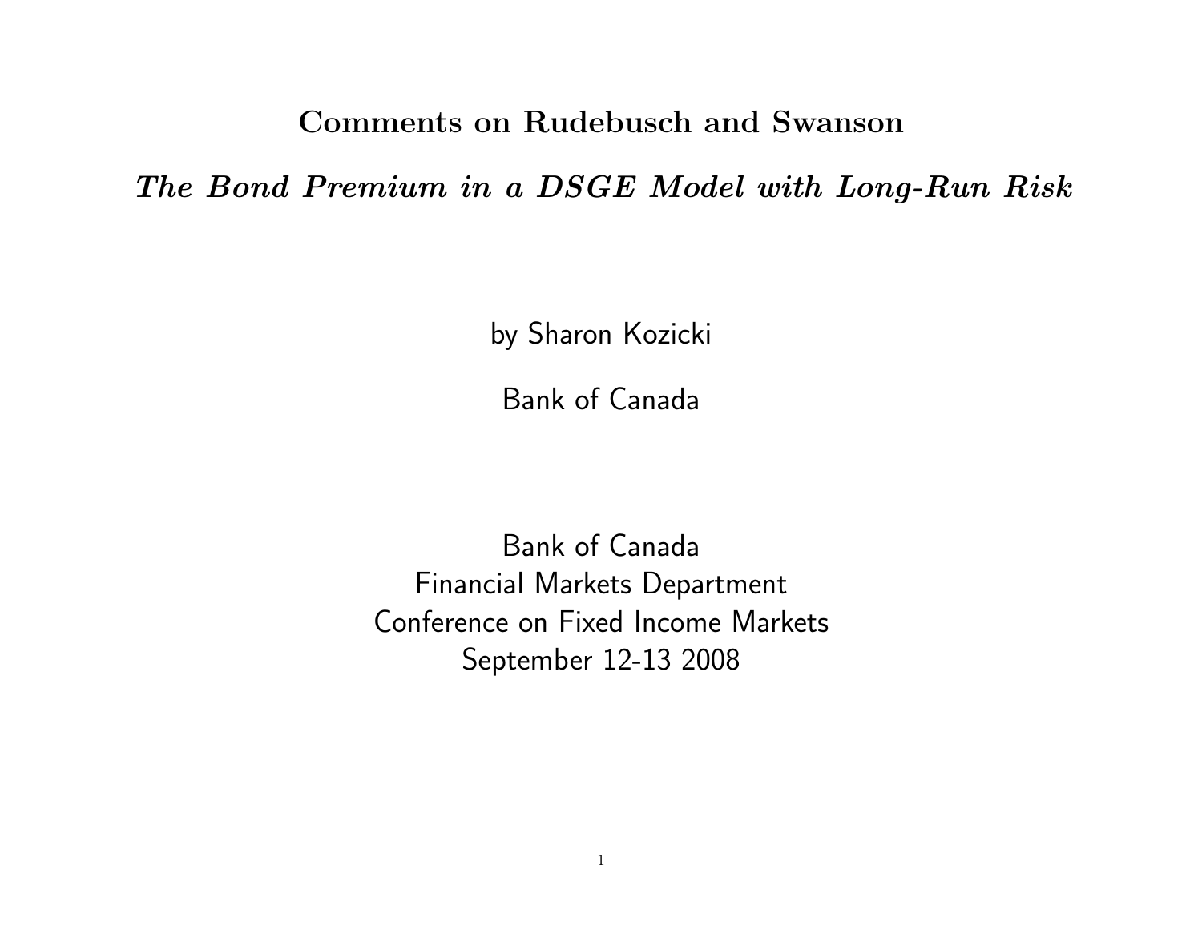# Comments on Rudebusch and Swanson

## *The Bond Premium in a DSGE Model with Long-Run Risk*

by Sharon Kozicki

Bank of Canada

Bank of Canada
Financial Markets Department
Conference on Fixed Income Markets
September 12-13 2008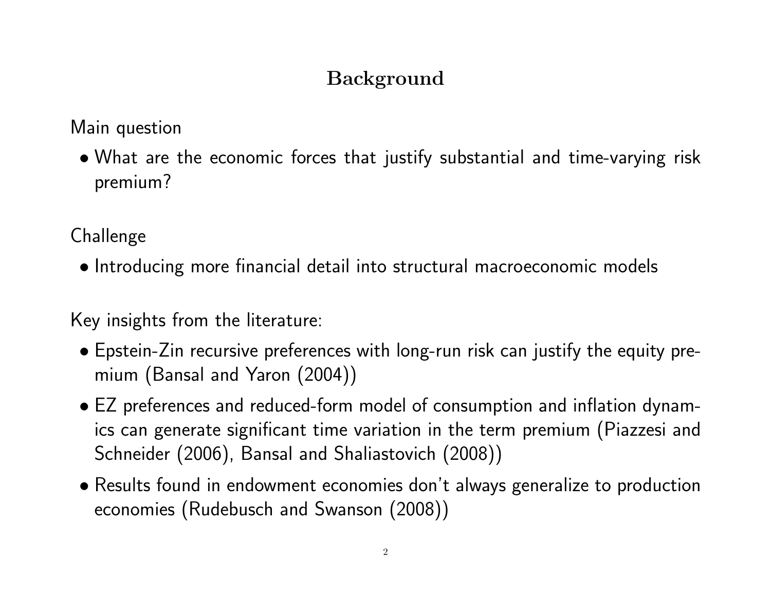# Background

Main question

- What are the economic forces that justify substantial and time-varying risk premium?

Challenge

- Introducing more financial detail into structural macroeconomic models

Key insights from the literature:

- Epstein-Zin recursive preferences with long-run risk can justify the equity premium (Bansal and Yaron (2004))
- EZ preferences and reduced-form model of consumption and inflation dynamics can generate significant time variation in the term premium (Piazzesi and Schneider (2006), Bansal and Shaliastovich (2008))
- Results found in endowment economies don't always generalize to production economies (Rudebusch and Swanson (2008))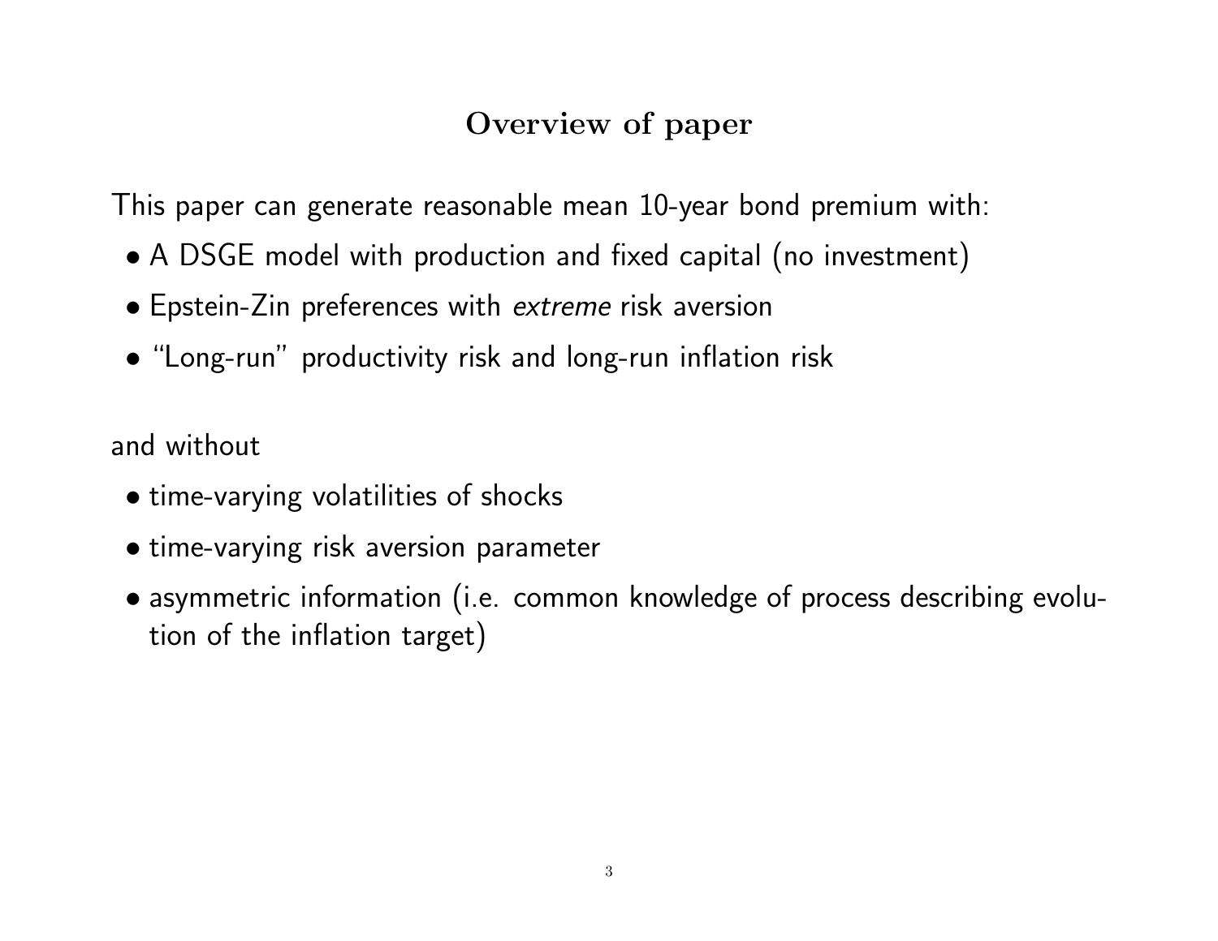## Overview of paper

This paper can generate reasonable mean 10-year bond premium with:

- A DSGE model with production and fixed capital (no investment)
- Epstein-Zin preferences with *extreme* risk aversion
- "Long-run" productivity risk and long-run inflation risk

and without

- time-varying volatilities of shocks
- time-varying risk aversion parameter
- asymmetric information (i.e. common knowledge of process describing evolution of the inflation target)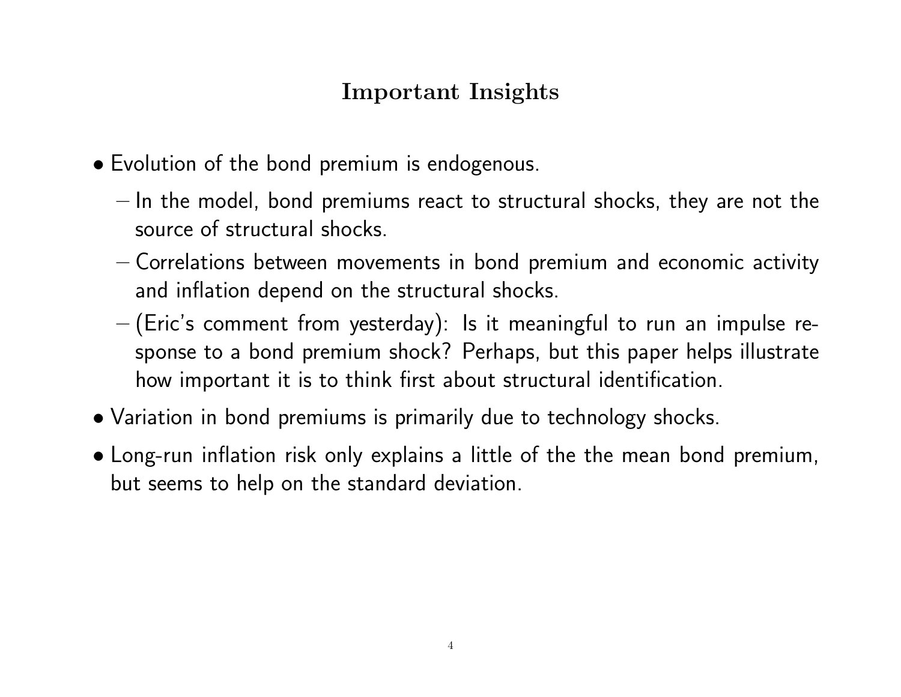## Important Insights

- Evolution of the bond premium is endogenous.
  - In the model, bond premiums react to structural shocks, they are not the source of structural shocks.
  - Correlations between movements in bond premium and economic activity and inflation depend on the structural shocks.
  - (Eric's comment from yesterday): Is it meaningful to run an impulse response to a bond premium shock? Perhaps, but this paper helps illustrate how important it is to think first about structural identification.
- Variation in bond premiums is primarily due to technology shocks.
- Long-run inflation risk only explains a little of the the mean bond premium, but seems to help on the standard deviation.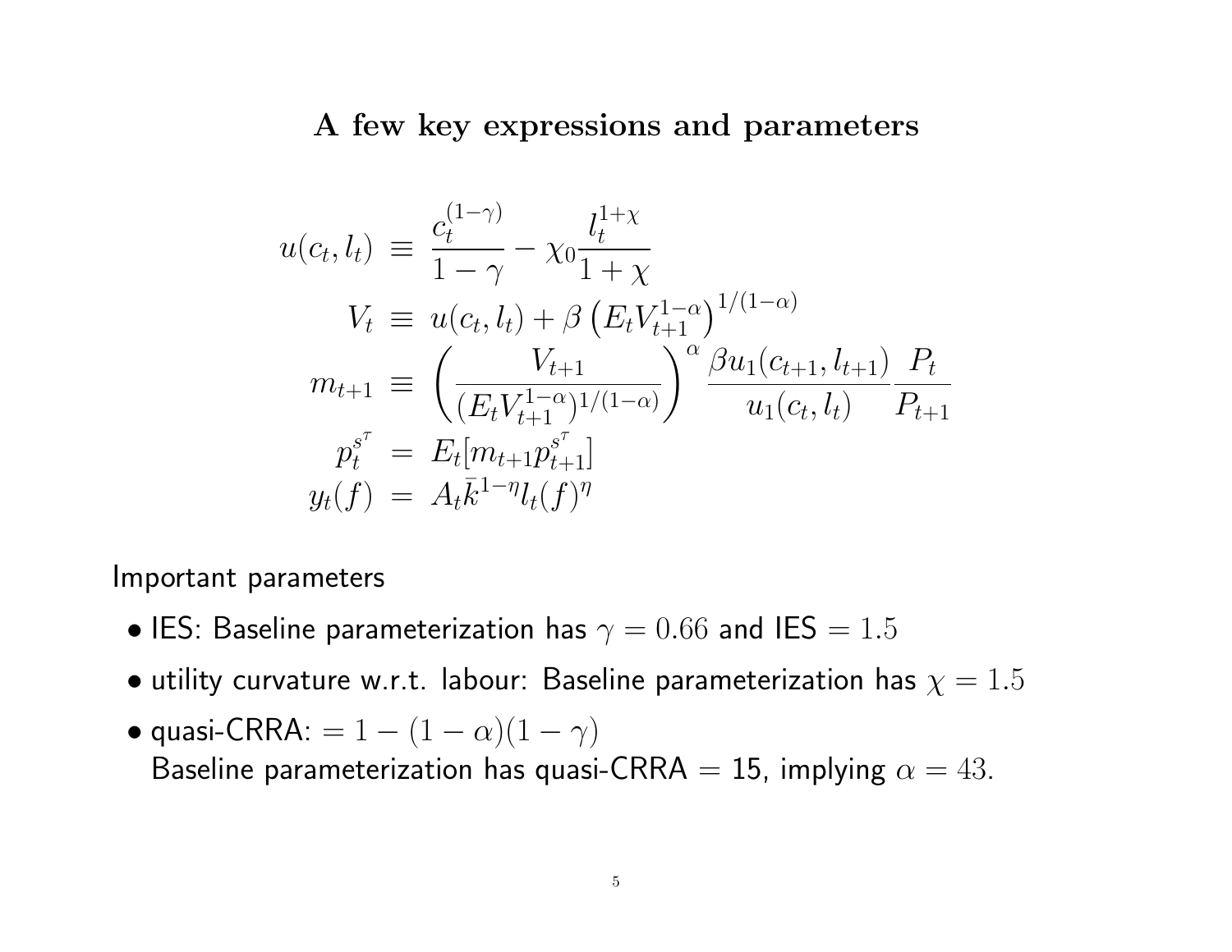## A few key expressions and parameters

$$
\begin{aligned}
u(c_t, l_t) &\equiv \frac{c_t^{(1-\gamma)}}{1-\gamma} - \chi_0 \frac{l_t^{1+\chi}}{1+\chi} \\
V_t &\equiv u(c_t, l_t) + \beta \left( E_t V_{t+1}^{1-\alpha} \right)^{1/(1-\alpha)} \\
m_{t+1} &\equiv \left( \frac{V_{t+1}}{(E_t V_{t+1}^{1-\alpha})^{1/(1-\alpha)}} \right)^{\alpha} \frac{\beta u_1(c_{t+1}, l_{t+1})}{u_1(c_t, l_t)} \frac{P_t}{P_{t+1}} \\
p_t^{s^\tau} &= E_t[m_{t+1} p_{t+1}^{s^\tau}] \\
y_t(f) &= A_t \bar{k}^{1-\eta} l_t(f)^{\eta}
\end{aligned}
$$

Important parameters

- IES: Baseline parameterization has $\gamma = 0.66$ and IES $= 1.5$
- utility curvature w.r.t. labour: Baseline parameterization has $\chi = 1.5$
- quasi-CRRA: $= 1 - (1-\alpha)(1-\gamma)$
  Baseline parameterization has quasi-CRRA = 15, implying $\alpha = 43$.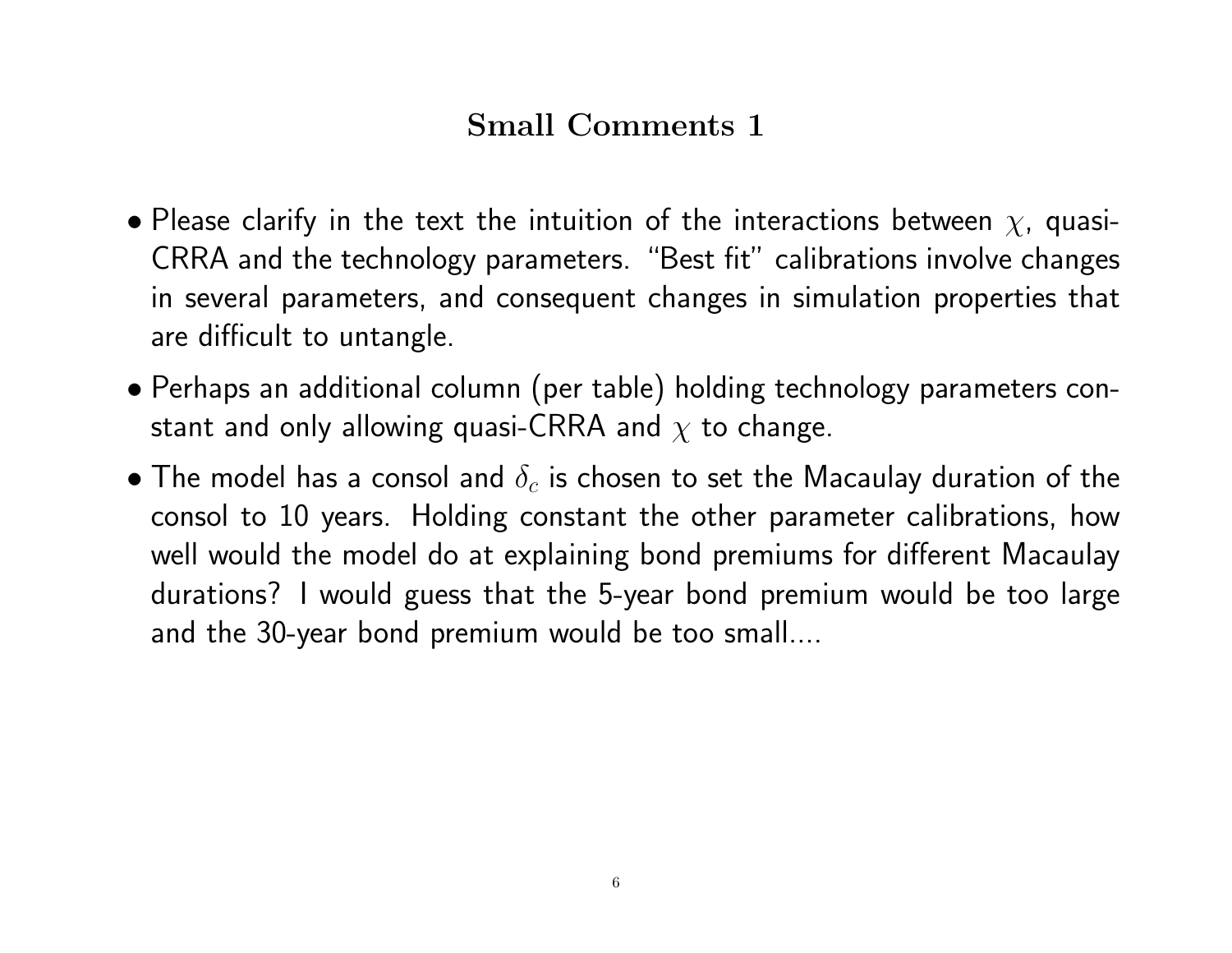# Small Comments 1

- Please clarify in the text the intuition of the interactions between $\chi$, quasi-CRRA and the technology parameters. "Best fit" calibrations involve changes in several parameters, and consequent changes in simulation properties that are difficult to untangle.
- Perhaps an additional column (per table) holding technology parameters constant and only allowing quasi-CRRA and $\chi$ to change.
- The model has a consol and $\delta_c$ is chosen to set the Macaulay duration of the consol to 10 years. Holding constant the other parameter calibrations, how well would the model do at explaining bond premiums for different Macaulay durations? I would guess that the 5-year bond premium would be too large and the 30-year bond premium would be too small....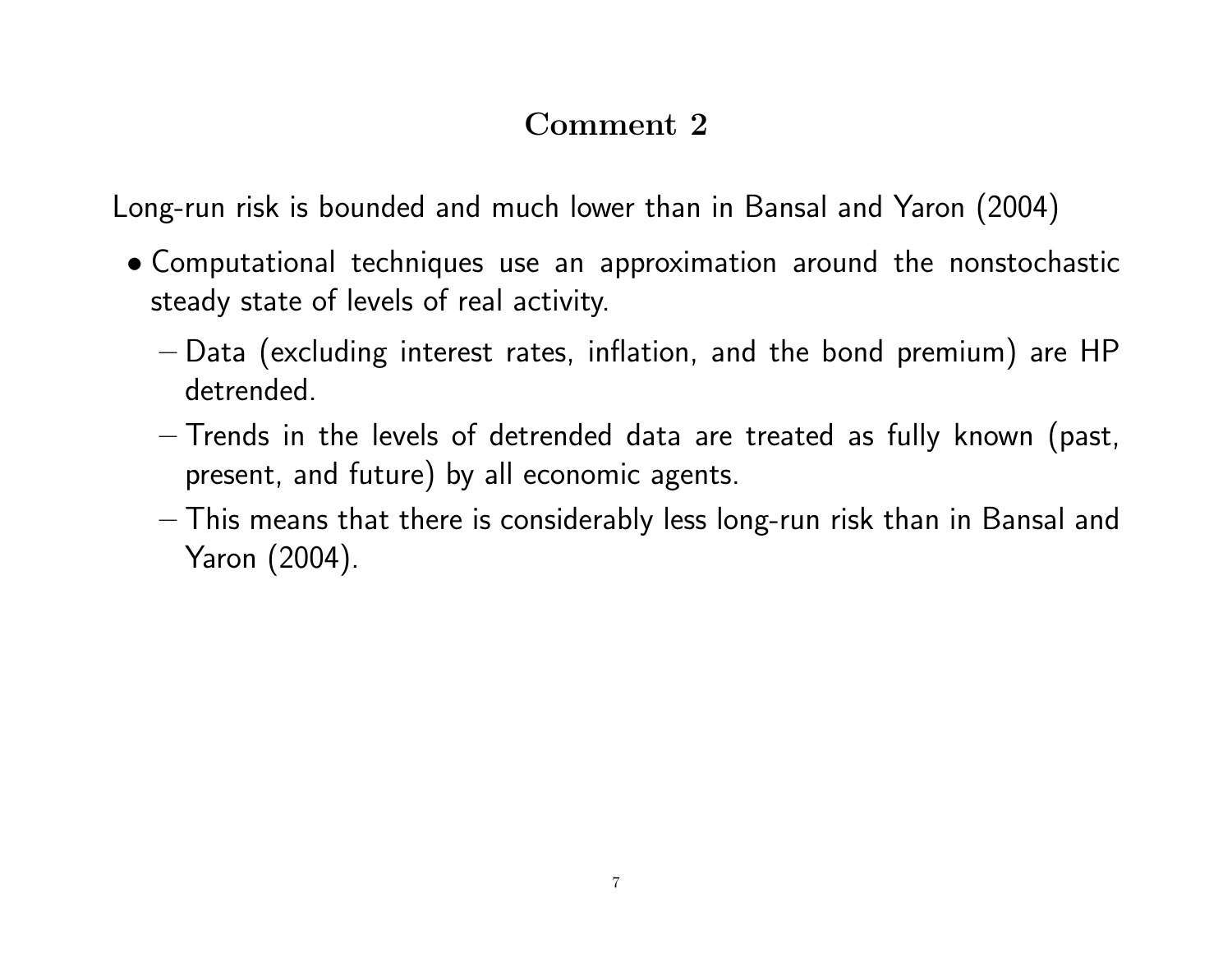# Comment 2

Long-run risk is bounded and much lower than in Bansal and Yaron (2004)

- Computational techniques use an approximation around the nonstochastic steady state of levels of real activity.
  - Data (excluding interest rates, inflation, and the bond premium) are HP detrended.
  - Trends in the levels of detrended data are treated as fully known (past, present, and future) by all economic agents.
  - This means that there is considerably less long-run risk than in Bansal and Yaron (2004).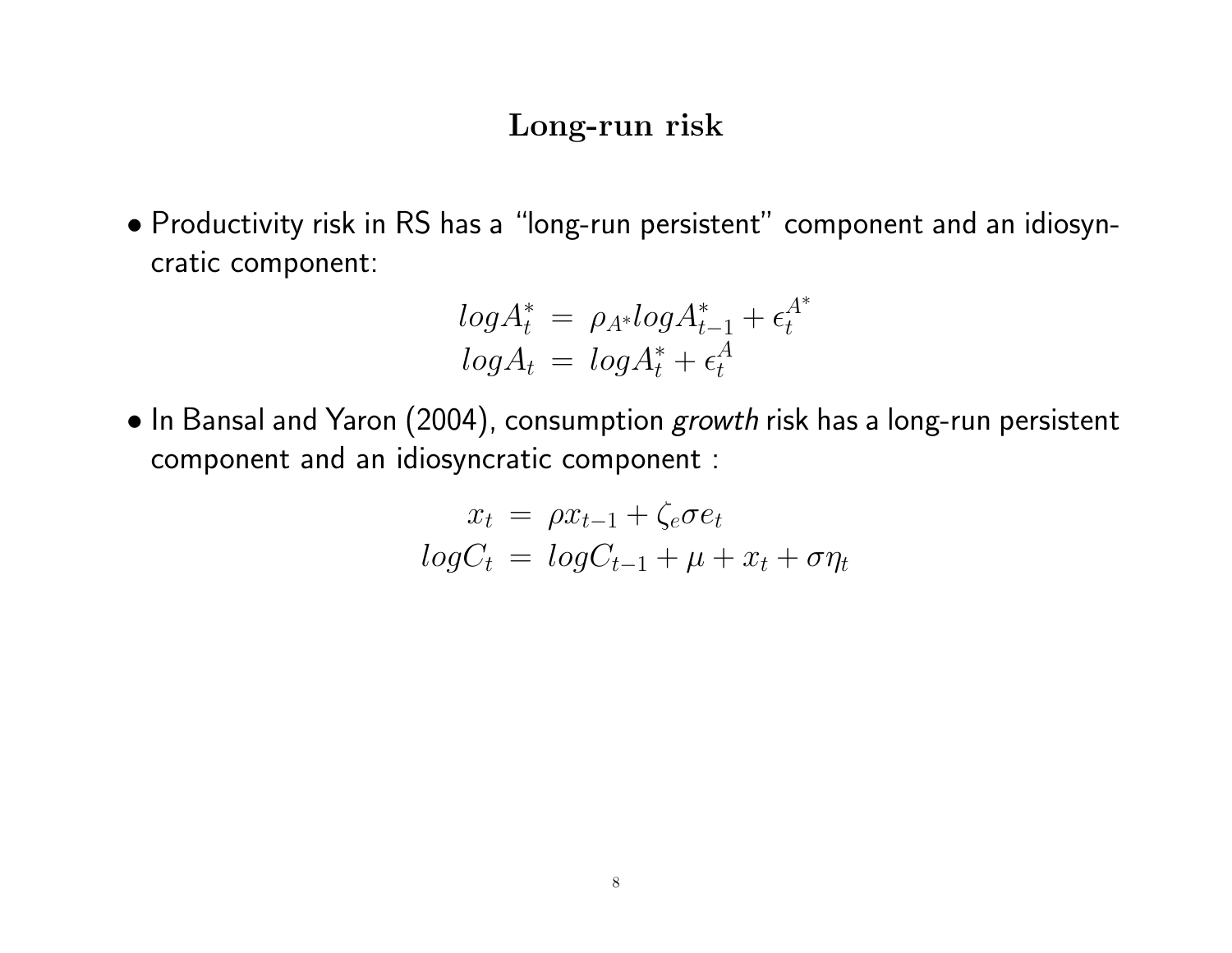## Long-run risk

- Productivity risk in RS has a "long-run persistent" component and an idiosyncratic component:

$$
\begin{aligned}
logA_t^* &= \rho_{A^*} logA_{t-1}^* + \epsilon_t^{A^*} \\
logA_t &= logA_t^* + \epsilon_t^A
\end{aligned}
$$

- In Bansal and Yaron (2004), consumption *growth* risk has a long-run persistent component and an idiosyncratic component :

$$
\begin{aligned}
x_t &= \rho x_{t-1} + \zeta_e \sigma e_t \\
logC_t &= logC_{t-1} + \mu + x_t + \sigma \eta_t
\end{aligned}
$$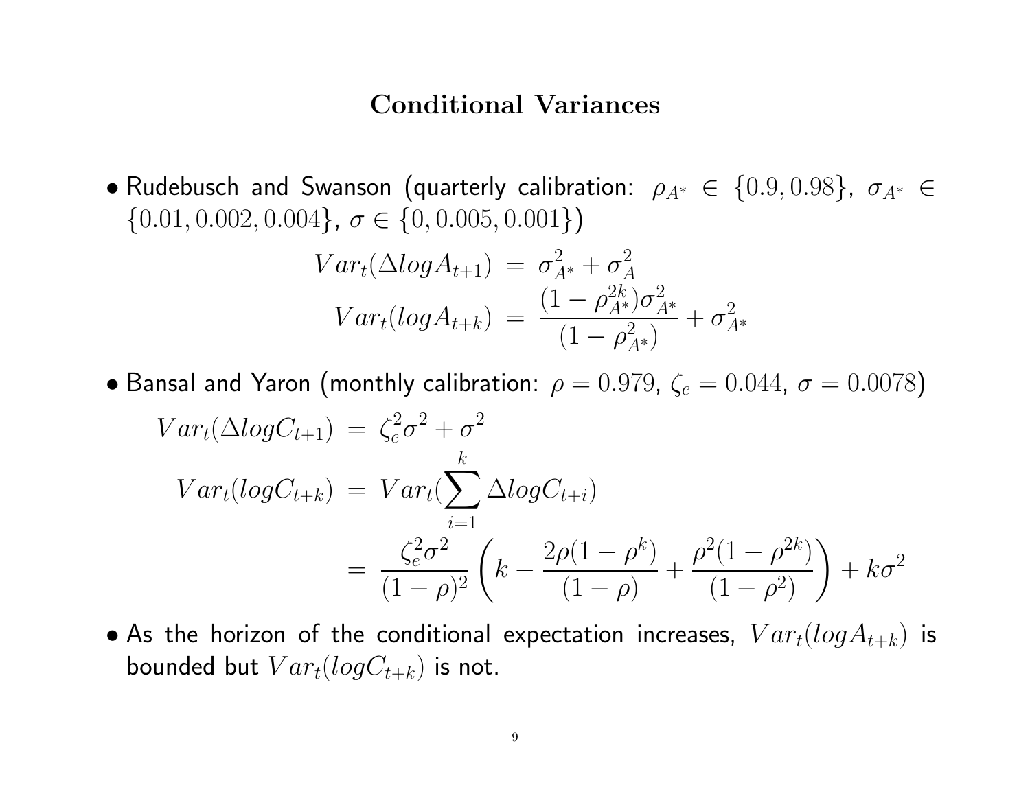## Conditional Variances

- Rudebusch and Swanson (quarterly calibration: $\rho_{A^*} \in \{0.9, 0.98\}$, $\sigma_{A^*} \in \{0.01, 0.002, 0.004\}$, $\sigma \in \{0, 0.005, 0.001\}$)

$$
\begin{aligned}
Var_t(\Delta log A_{t+1}) &= \sigma_{A^*}^2 + \sigma_A^2 \\
Var_t(log A_{t+k}) &= \frac{(1-\rho_{A^*}^{2k})\sigma_{A^*}^2}{(1-\rho_{A^*}^2)} + \sigma_{A^*}^2
\end{aligned}
$$

- Bansal and Yaron (monthly calibration: $\rho = 0.979$, $\zeta_e = 0.044$, $\sigma = 0.0078$)

$$
\begin{aligned}
Var_t(\Delta log C_{t+1}) &= \zeta_e^2 \sigma^2 + \sigma^2 \\
Var_t(log C_{t+k}) &= Var_t(\sum_{i=1}^{k} \Delta log C_{t+i}) \\
&= \frac{\zeta_e^2 \sigma^2}{(1-\rho)^2}\left(k - \frac{2\rho(1-\rho^k)}{(1-\rho)} + \frac{\rho^2(1-\rho^{2k})}{(1-\rho^2)}\right) + k\sigma^2
\end{aligned}
$$

- As the horizon of the conditional expectation increases, $Var_t(log A_{t+k})$ is bounded but $Var_t(log C_{t+k})$ is not.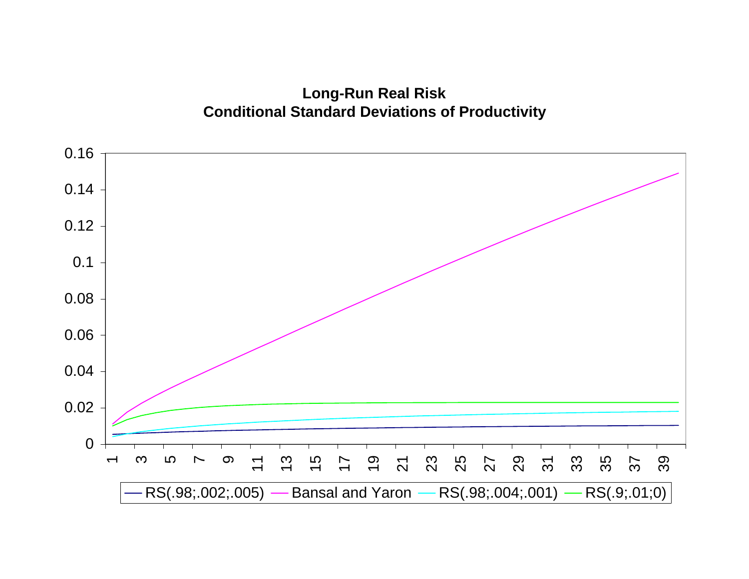**Long-Run Real Risk**
**Conditional Standard Deviations of Productivity**

— RS(.98;.002;.005) — Bansal and Yaron — RS(.98;.004;.001) — RS(.9;.01;0)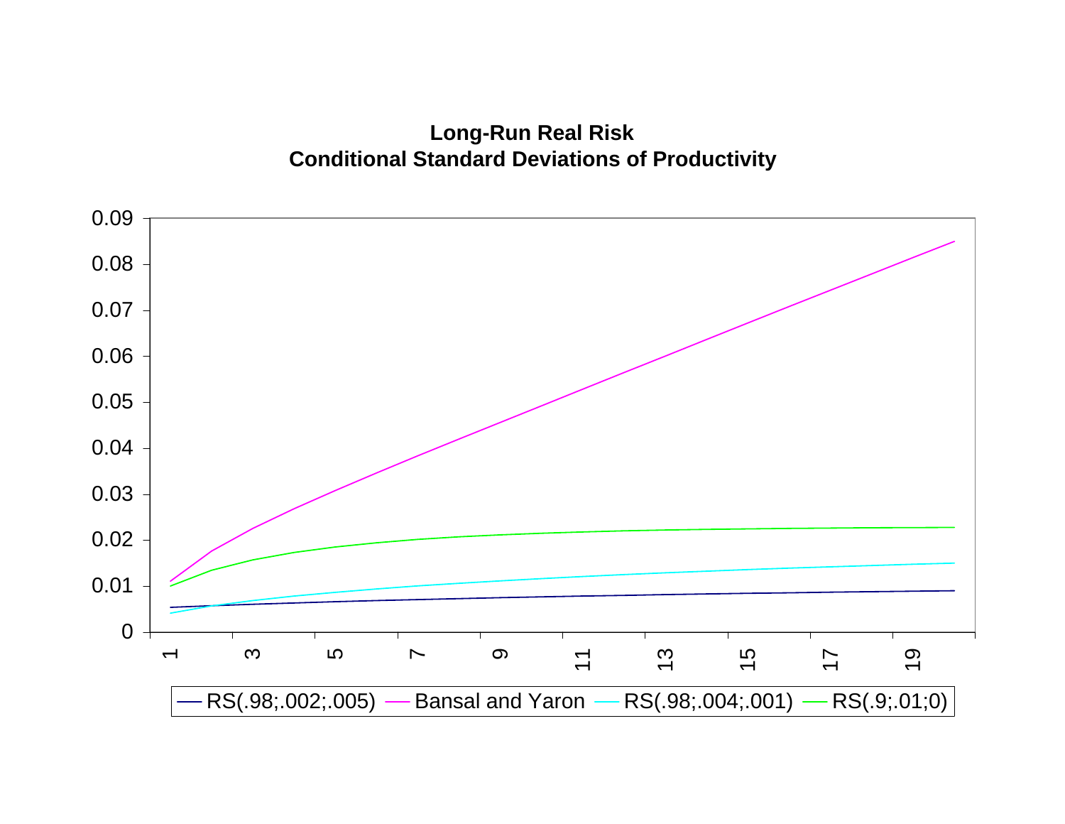**Long-Run Real Risk**
**Conditional Standard Deviations of Productivity**

0.09
0.08
0.07
0.06
0.05
0.04
0.03
0.02
0.01
0

1 3 5 7 9 11 13 15 17 19

RS(.98;.002;.005) Bansal and Yaron RS(.98;.004;.001) RS(.9;.01;0)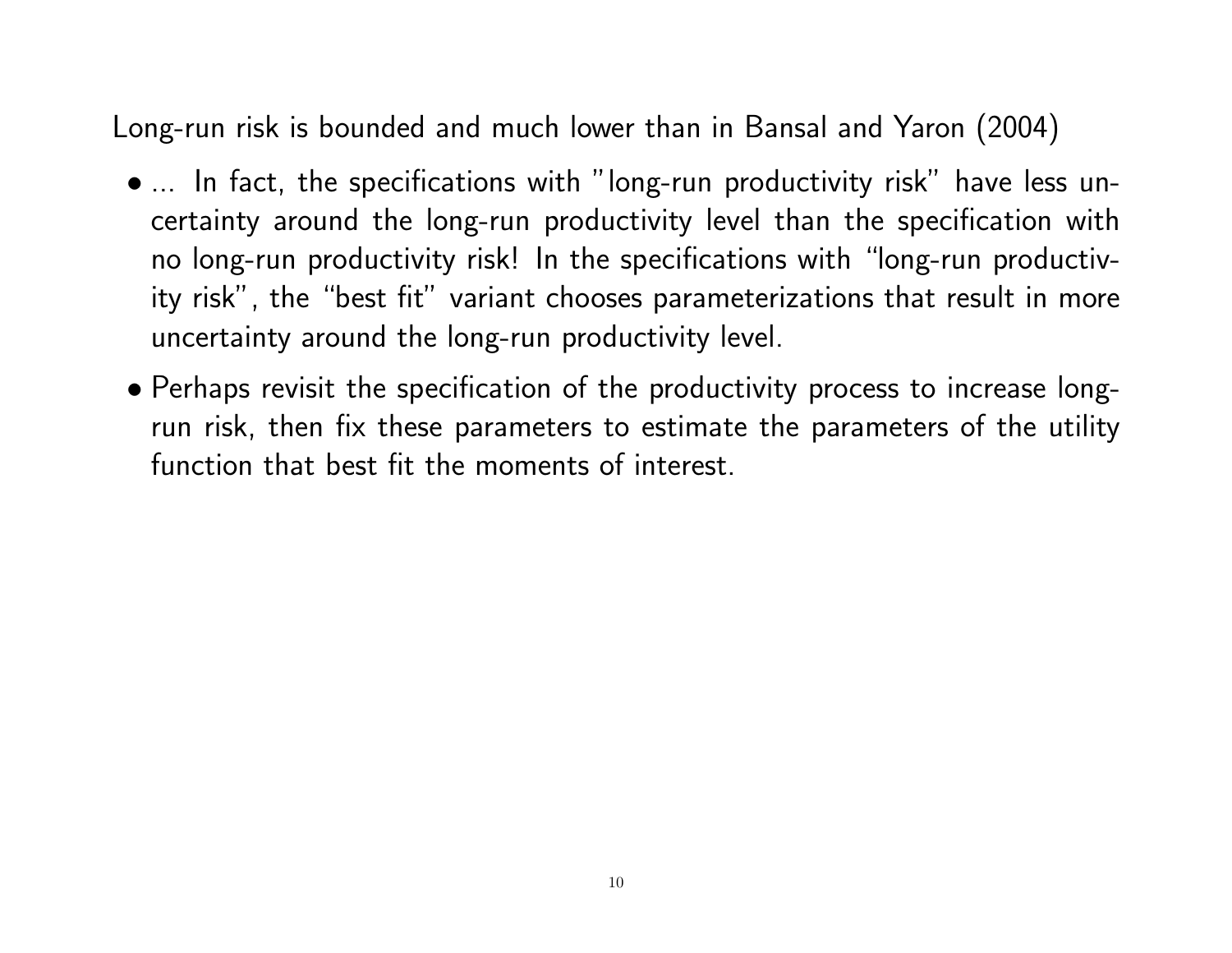Long-run risk is bounded and much lower than in Bansal and Yaron (2004)

- ... In fact, the specifications with "long-run productivity risk" have less uncertainty around the long-run productivity level than the specification with no long-run productivity risk! In the specifications with "long-run productivity risk", the "best fit" variant chooses parameterizations that result in more uncertainty around the long-run productivity level.
- Perhaps revisit the specification of the productivity process to increase long-run risk, then fix these parameters to estimate the parameters of the utility function that best fit the moments of interest.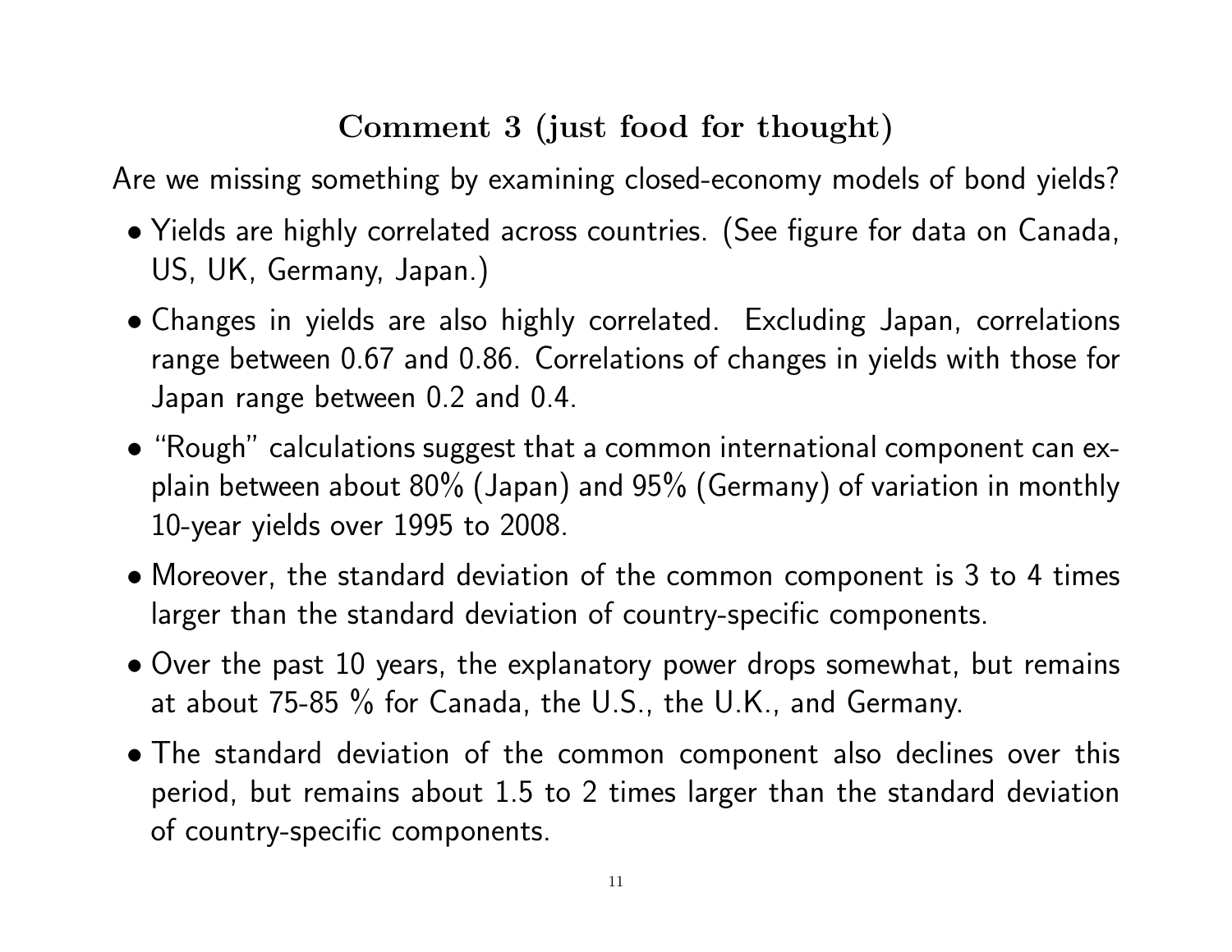## Comment 3 (just food for thought)

Are we missing something by examining closed-economy models of bond yields?

- Yields are highly correlated across countries. (See figure for data on Canada, US, UK, Germany, Japan.)
- Changes in yields are also highly correlated. Excluding Japan, correlations range between 0.67 and 0.86. Correlations of changes in yields with those for Japan range between 0.2 and 0.4.
- "Rough" calculations suggest that a common international component can explain between about 80% (Japan) and 95% (Germany) of variation in monthly 10-year yields over 1995 to 2008.
- Moreover, the standard deviation of the common component is 3 to 4 times larger than the standard deviation of country-specific components.
- Over the past 10 years, the explanatory power drops somewhat, but remains at about 75-85 % for Canada, the U.S., the U.K., and Germany.
- The standard deviation of the common component also declines over this period, but remains about 1.5 to 2 times larger than the standard deviation of country-specific components.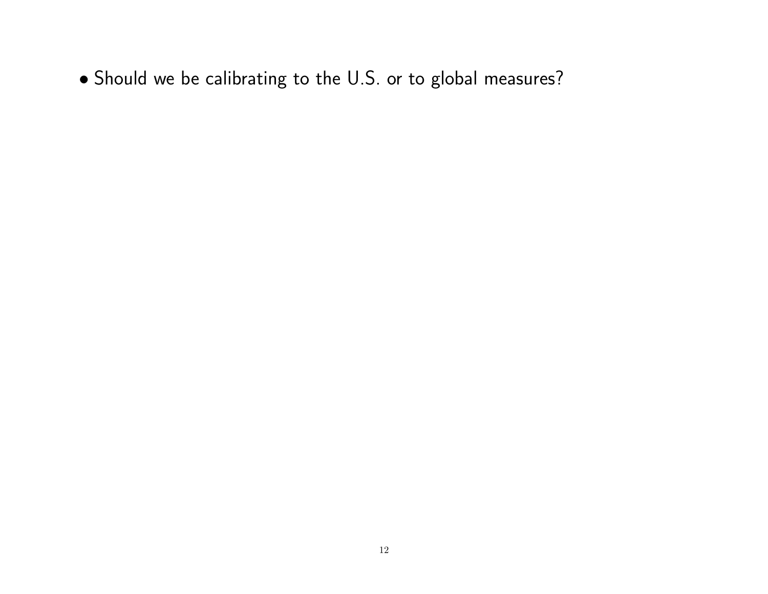- Should we be calibrating to the U.S. or to global measures?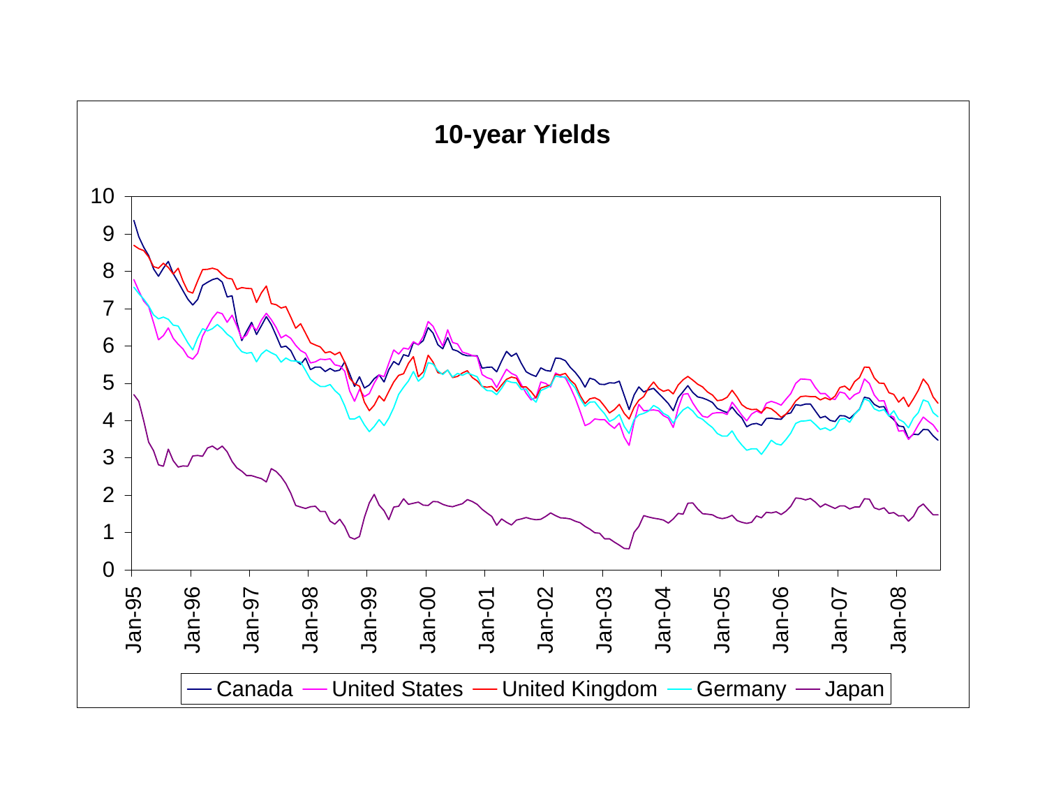**10-year Yields**

Legend: Canada, United States, United Kingdom, Germany, Japan

Y-axis: 0–10

X-axis: Jan-95, Jan-96, Jan-97, Jan-98, Jan-99, Jan-00, Jan-01, Jan-02, Jan-03, Jan-04, Jan-05, Jan-06, Jan-07, Jan-08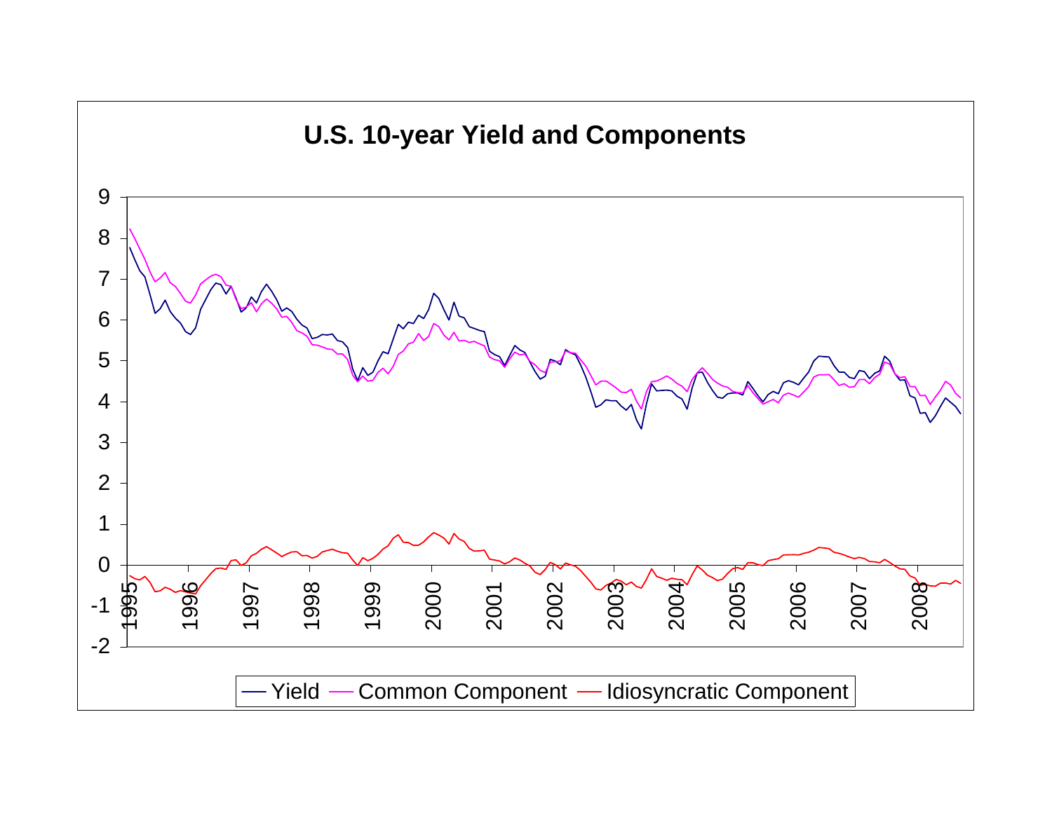**U.S. 10-year Yield and Components**

Yield — Common Component — Idiosyncratic Component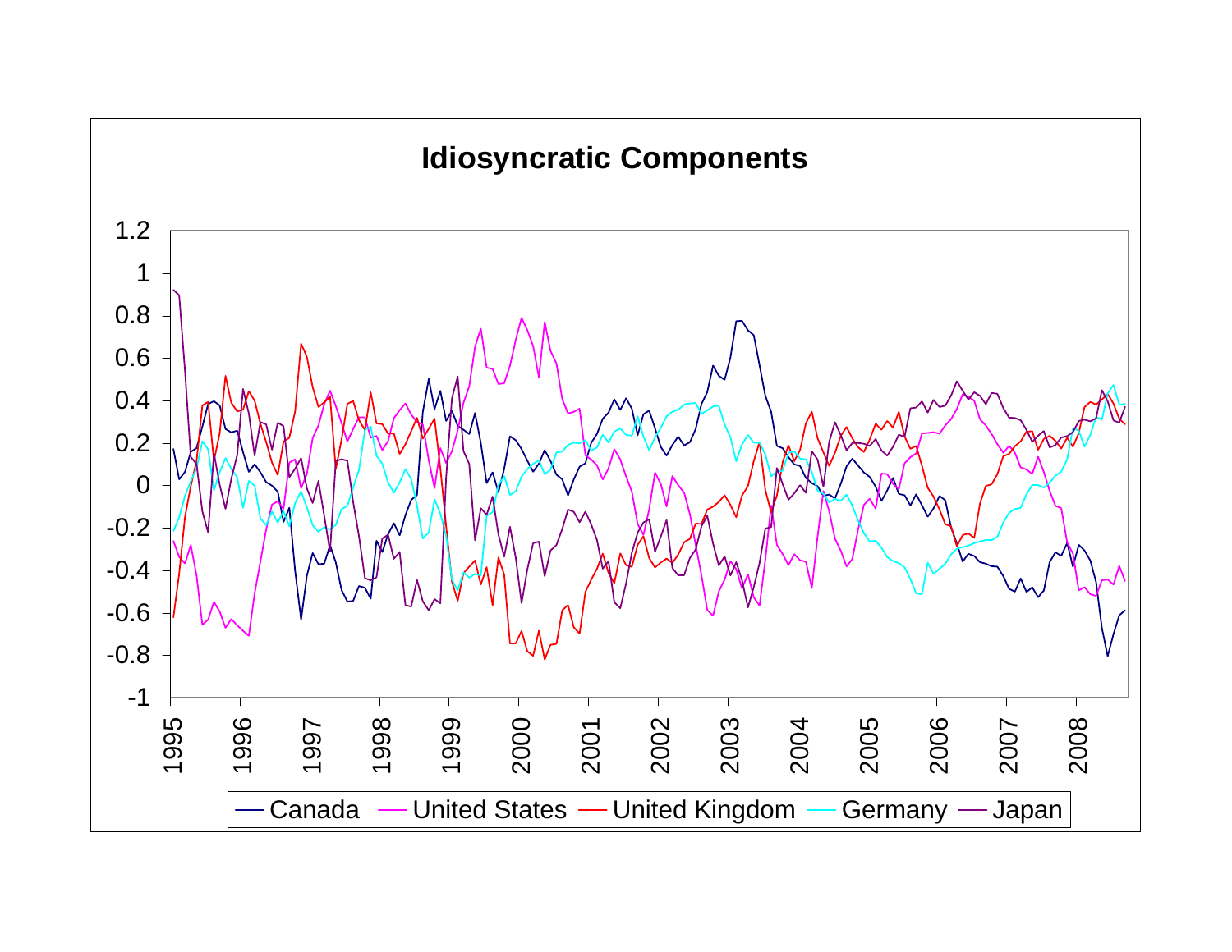Idiosyncratic Components

1.2
1
0.8
0.6
0.4
0.2
0
-0.2
-0.4
-0.6
-0.8
-1

1995
1996
1997
1998
1999
2000
2001
2002
2003
2004
2005
2006
2007
2008

Canada
United States
United Kingdom
Germany
Japan